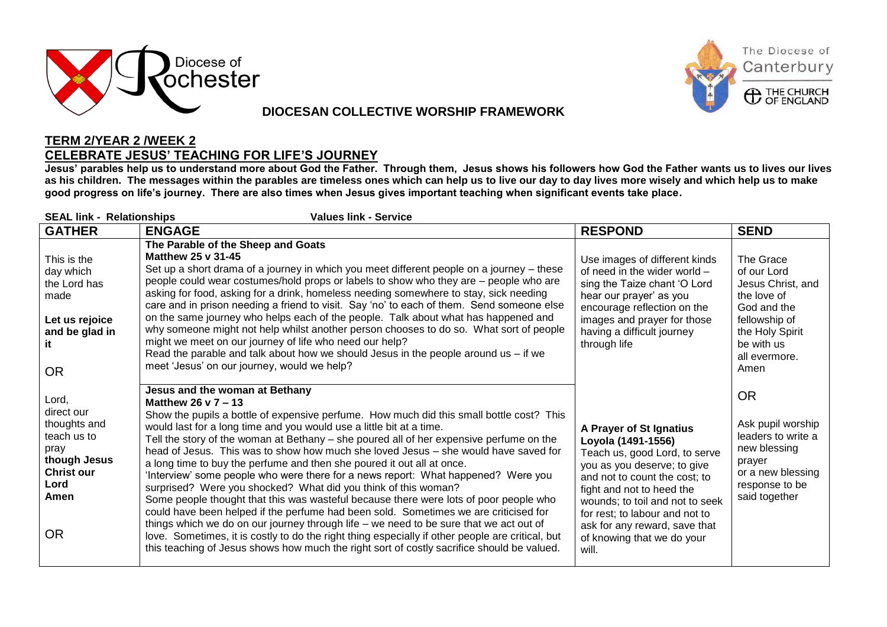Diocese of Rochester

The Diocese of Canterbury

THE CHURCH OF ENGLAND

**DIOCESAN COLLECTIVE WORSHIP FRAMEWORK**

## TERM 2/YEAR 2 /WEEK 2

## CELEBRATE JESUS' TEACHING FOR LIFE'S JOURNEY

**Jesus' parables help us to understand more about God the Father. Through them, Jesus shows his followers how God the Father wants us to lives our lives as his children. The messages within the parables are timeless ones which can help us to live our day to day lives more wisely and which help us to make good progress on life's journey. There are also times when Jesus gives important teaching when significant events take place.**

**SEAL link - Relationships** **Values link - Service**

| GATHER | ENGAGE | RESPOND | SEND |
|---|---|---|---|
| This is the day which the Lord has made<br><br>**Let us rejoice and be glad in it**<br><br>OR | **The Parable of the Sheep and Goats**<br>**Matthew 25 v 31-45**<br>Set up a short drama of a journey in which you meet different people on a journey – these people could wear costumes/hold props or labels to show who they are – people who are asking for food, asking for a drink, homeless needing somewhere to stay, sick needing care and in prison needing a friend to visit. Say 'no' to each of them. Send someone else on the same journey who helps each of the people. Talk about what has happened and why someone might not help whilst another person chooses to do so. What sort of people might we meet on our journey of life who need our help?<br>Read the parable and talk about how we should Jesus in the people around us – if we meet 'Jesus' on our journey, would we help? | Use images of different kinds of need in the wider world – sing the Taize chant 'O Lord hear our prayer' as you encourage reflection on the images and prayer for those having a difficult journey through life | The Grace of our Lord Jesus Christ, and the love of God and the fellowship of the Holy Spirit be with us all evermore. Amen |
| Lord, direct our thoughts and teach us to pray though Jesus **Christ our Lord Amen**<br><br>OR | **Jesus and the woman at Bethany**<br>**Matthew 26 v 7 – 13**<br>Show the pupils a bottle of expensive perfume. How much did this small bottle cost? This would last for a long time and you would use a little bit at a time.<br>Tell the story of the woman at Bethany – she poured all of her expensive perfume on the head of Jesus. This was to show how much she loved Jesus – she would have saved for a long time to buy the perfume and then she poured it out all at once.<br>'Interview' some people who were there for a news report: What happened? Were you surprised? Were you shocked? What did you think of this woman?<br>Some people thought that this was wasteful because there were lots of poor people who could have been helped if the perfume had been sold. Sometimes we are criticised for things which we do on our journey through life – we need to be sure that we act out of love. Sometimes, it is costly to do the right thing especially if other people are critical, but this teaching of Jesus shows how much the right sort of costly sacrifice should be valued. | **A Prayer of St Ignatius Loyola (1491-1556)**<br>Teach us, good Lord, to serve you as you deserve; to give and not to count the cost; to fight and not to heed the wounds; to toil and not to seek for rest; to labour and not to ask for any reward, save that of knowing that we do your will. | OR<br><br>Ask pupil worship leaders to write a new blessing prayer or a new blessing response to be said together |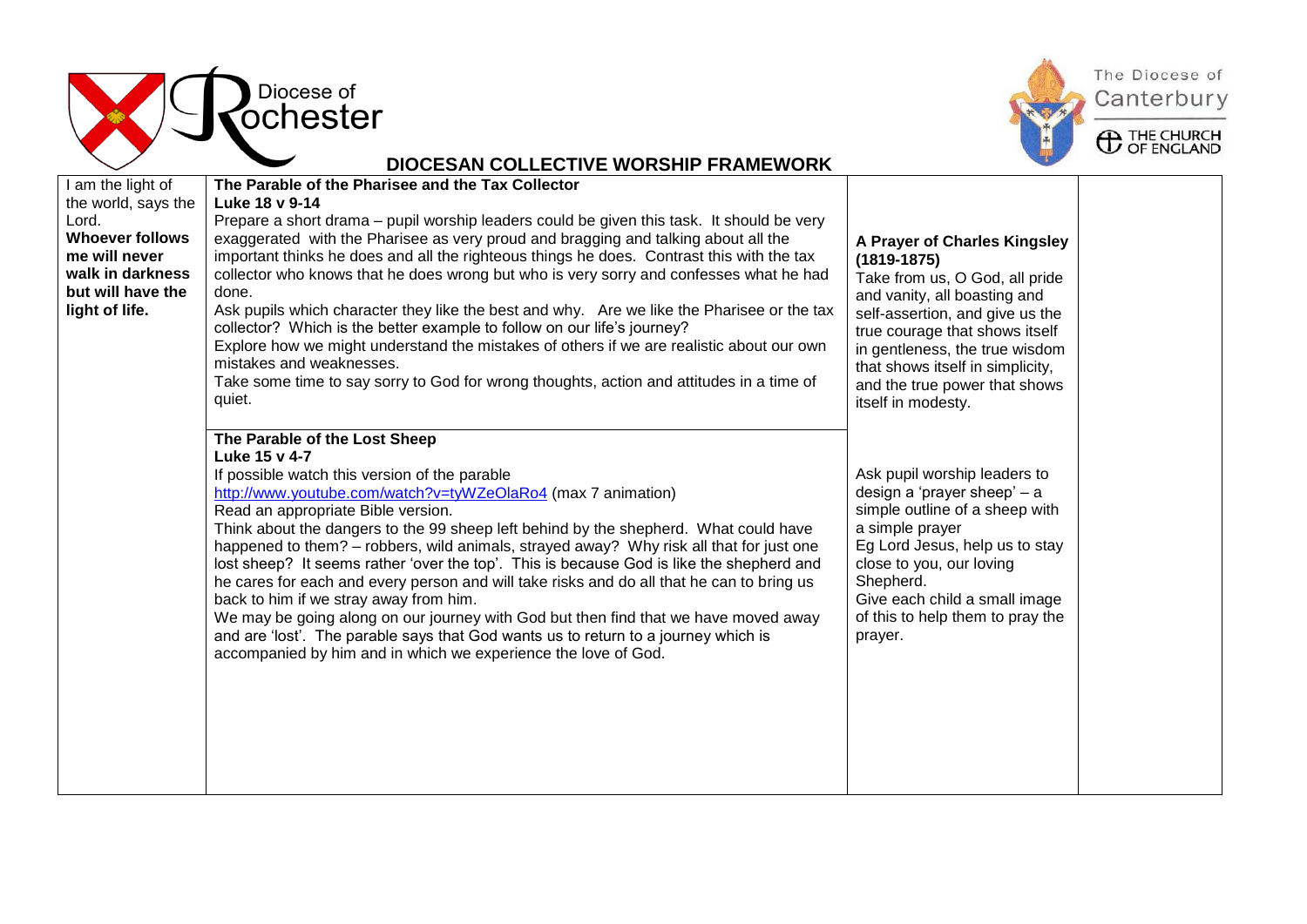Diocese of Rochester

The Diocese of Canterbury

THE CHURCH OF ENGLAND

**DIOCESAN COLLECTIVE WORSHIP FRAMEWORK**

| | | | |
|---|---|---|---|
| I am the light of the world, says the Lord. **Whoever follows me will never walk in darkness but will have the light of life.** | **The Parable of the Pharisee and the Tax Collector**<br>**Luke 18 v 9-14**<br>Prepare a short drama – pupil worship leaders could be given this task. It should be very exaggerated with the Pharisee as very proud and bragging and talking about all the important thinks he does and all the righteous things he does. Contrast this with the tax collector who knows that he does wrong but who is very sorry and confesses what he had done.<br>Ask pupils which character they like the best and why. Are we like the Pharisee or the tax collector? Which is the better example to follow on our life's journey?<br>Explore how we might understand the mistakes of others if we are realistic about our own mistakes and weaknesses.<br>Take some time to say sorry to God for wrong thoughts, action and attitudes in a time of quiet. | **A Prayer of Charles Kingsley (1819-1875)**<br>Take from us, O God, all pride and vanity, all boasting and self-assertion, and give us the true courage that shows itself in gentleness, the true wisdom that shows itself in simplicity, and the true power that shows itself in modesty. | |
| | **The Parable of the Lost Sheep**<br>**Luke 15 v 4-7**<br>If possible watch this version of the parable<br>http://www.youtube.com/watch?v=tyWZeOlaRo4 (max 7 animation)<br>Read an appropriate Bible version.<br>Think about the dangers to the 99 sheep left behind by the shepherd. What could have happened to them? – robbers, wild animals, strayed away? Why risk all that for just one lost sheep? It seems rather 'over the top'. This is because God is like the shepherd and he cares for each and every person and will take risks and do all that he can to bring us back to him if we stray away from him.<br>We may be going along on our journey with God but then find that we have moved away and are 'lost'. The parable says that God wants us to return to a journey which is accompanied by him and in which we experience the love of God. | Ask pupil worship leaders to design a 'prayer sheep' – a simple outline of a sheep with a simple prayer<br>Eg Lord Jesus, help us to stay close to you, our loving Shepherd.<br>Give each child a small image of this to help them to pray the prayer. | |